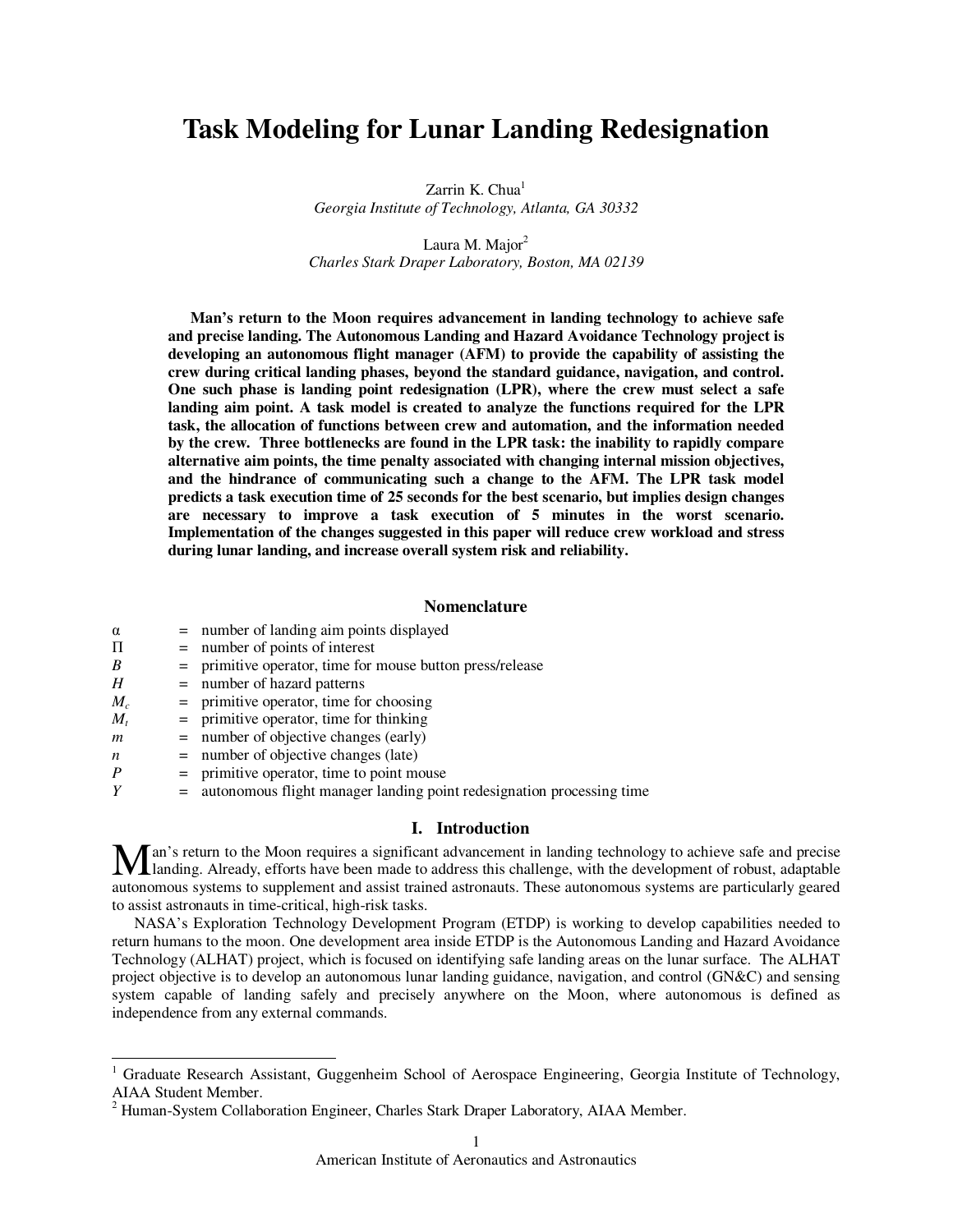# Task Modeling for Lunar Landing Redesignation

Zarrin K. Chua[1]
*Georgia Institute of Technology, Atlanta, GA 30332*

Laura M. Major[2]
*Charles Stark Draper Laboratory, Boston, MA 02139*

**Man's return to the Moon requires advancement in landing technology to achieve safe and precise landing. The Autonomous Landing and Hazard Avoidance Technology project is developing an autonomous flight manager (AFM) to provide the capability of assisting the crew during critical landing phases, beyond the standard guidance, navigation, and control. One such phase is landing point redesignation (LPR), where the crew must select a safe landing aim point. A task model is created to analyze the functions required for the LPR task, the allocation of functions between crew and automation, and the information needed by the crew. Three bottlenecks are found in the LPR task: the inability to rapidly compare alternative aim points, the time penalty associated with changing internal mission objectives, and the hindrance of communicating such a change to the AFM. The LPR task model predicts a task execution time of 25 seconds for the best scenario, but implies design changes are necessary to improve a task execution of 5 minutes in the worst scenario. Implementation of the changes suggested in this paper will reduce crew workload and stress during lunar landing, and increase overall system risk and reliability.**

## Nomenclature

| | | |
|---|---|---|
| $\alpha$ | = | number of landing aim points displayed |
| $\Pi$ | = | number of points of interest |
| $B$ | = | primitive operator, time for mouse button press/release |
| $H$ | = | number of hazard patterns |
| $M_c$ | = | primitive operator, time for choosing |
| $M_t$ | = | primitive operator, time for thinking |
| $m$ | = | number of objective changes (early) |
| $n$ | = | number of objective changes (late) |
| $P$ | = | primitive operator, time to point mouse |
| $Y$ | = | autonomous flight manager landing point redesignation processing time |

## I. Introduction

Man's return to the Moon requires a significant advancement in landing technology to achieve safe and precise landing. Already, efforts have been made to address this challenge, with the development of robust, adaptable autonomous systems to supplement and assist trained astronauts. These autonomous systems are particularly geared to assist astronauts in time-critical, high-risk tasks.

NASA's Exploration Technology Development Program (ETDP) is working to develop capabilities needed to return humans to the moon. One development area inside ETDP is the Autonomous Landing and Hazard Avoidance Technology (ALHAT) project, which is focused on identifying safe landing areas on the lunar surface. The ALHAT project objective is to develop an autonomous lunar landing guidance, navigation, and control (GN&C) and sensing system capable of landing safely and precisely anywhere on the Moon, where autonomous is defined as independence from any external commands.

---

[1] Graduate Research Assistant, Guggenheim School of Aerospace Engineering, Georgia Institute of Technology, AIAA Student Member.

[2] Human-System Collaboration Engineer, Charles Stark Draper Laboratory, AIAA Member.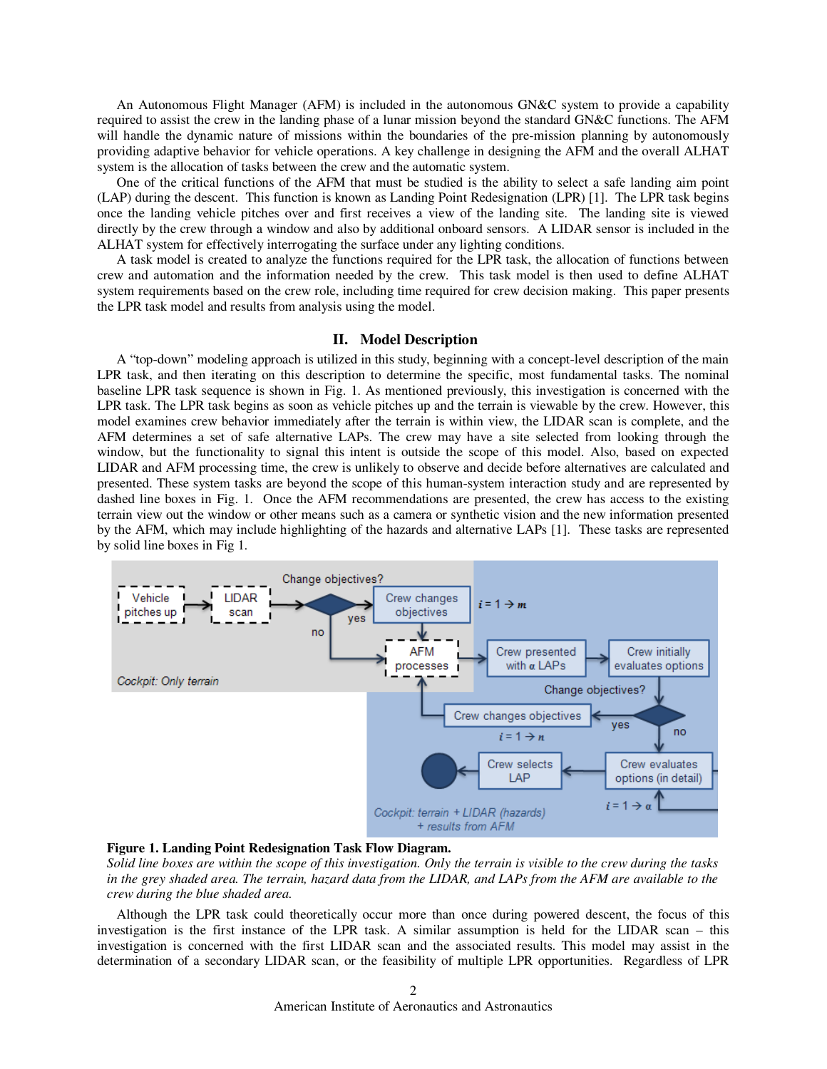An Autonomous Flight Manager (AFM) is included in the autonomous GN&C system to provide a capability required to assist the crew in the landing phase of a lunar mission beyond the standard GN&C functions. The AFM will handle the dynamic nature of missions within the boundaries of the pre-mission planning by autonomously providing adaptive behavior for vehicle operations. A key challenge in designing the AFM and the overall ALHAT system is the allocation of tasks between the crew and the automatic system.

One of the critical functions of the AFM that must be studied is the ability to select a safe landing aim point (LAP) during the descent. This function is known as Landing Point Redesignation (LPR) [1]. The LPR task begins once the landing vehicle pitches over and first receives a view of the landing site. The landing site is viewed directly by the crew through a window and also by additional onboard sensors. A LIDAR sensor is included in the ALHAT system for effectively interrogating the surface under any lighting conditions.

A task model is created to analyze the functions required for the LPR task, the allocation of functions between crew and automation and the information needed by the crew. This task model is then used to define ALHAT system requirements based on the crew role, including time required for crew decision making. This paper presents the LPR task model and results from analysis using the model.

## II. Model Description

A "top-down" modeling approach is utilized in this study, beginning with a concept-level description of the main LPR task, and then iterating on this description to determine the specific, most fundamental tasks. The nominal baseline LPR task sequence is shown in Fig. 1. As mentioned previously, this investigation is concerned with the LPR task. The LPR task begins as soon as vehicle pitches up and the terrain is viewable by the crew. However, this model examines crew behavior immediately after the terrain is within view, the LIDAR scan is complete, and the AFM determines a set of safe alternative LAPs. The crew may have a site selected from looking through the window, but the functionality to signal this intent is outside the scope of this model. Also, based on expected LIDAR and AFM processing time, the crew is unlikely to observe and decide before alternatives are calculated and presented. These system tasks are beyond the scope of this human-system interaction study and are represented by dashed line boxes in Fig. 1. Once the AFM recommendations are presented, the crew has access to the existing terrain view out the window or other means such as a camera or synthetic vision and the new information presented by the AFM, which may include highlighting of the hazards and alternative LAPs [1]. These tasks are represented by solid line boxes in Fig 1.

Vehicle pitches up
LIDAR scan
Change objectives?
yes
no
Crew changes objectives
$i = 1 \rightarrow m$
AFM processes
Crew presented with $\alpha$ LAPs
Crew initially evaluates options
Cockpit: Only terrain
Change objectives?
Crew changes objectives
$i = 1 \rightarrow n$
yes
no
Crew selects LAP
Crew evaluates options (in detail)
$i = 1 \rightarrow \alpha$
Cockpit: terrain + LIDAR (hazards) + results from AFM

**Figure 1. Landing Point Redesignation Task Flow Diagram.**
*Solid line boxes are within the scope of this investigation. Only the terrain is visible to the crew during the tasks in the grey shaded area. The terrain, hazard data from the LIDAR, and LAPs from the AFM are available to the crew during the blue shaded area.*

Although the LPR task could theoretically occur more than once during powered descent, the focus of this investigation is the first instance of the LPR task. A similar assumption is held for the LIDAR scan – this investigation is concerned with the first LIDAR scan and the associated results. This model may assist in the determination of a secondary LIDAR scan, or the feasibility of multiple LPR opportunities. Regardless of LPR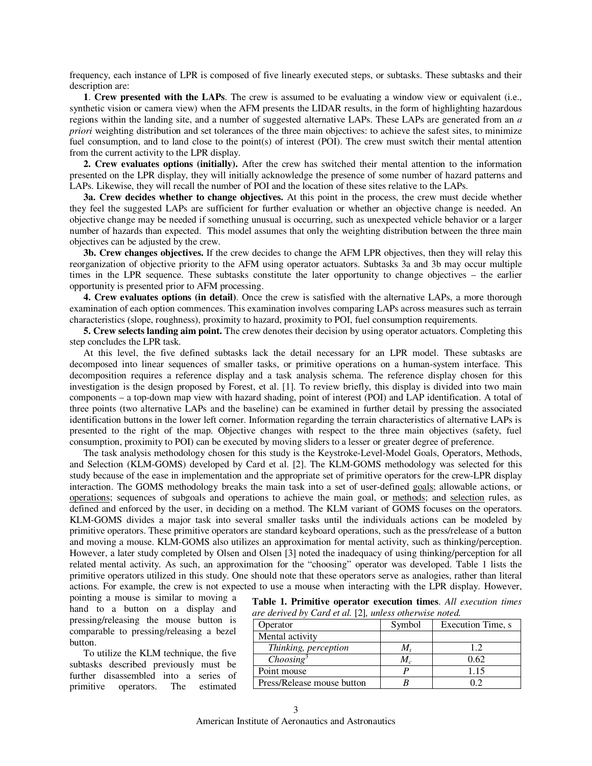frequency, each instance of LPR is composed of five linearly executed steps, or subtasks. These subtasks and their description are:

**1**. **Crew presented with the LAPs**. The crew is assumed to be evaluating a window view or equivalent (i.e., synthetic vision or camera view) when the AFM presents the LIDAR results, in the form of highlighting hazardous regions within the landing site, and a number of suggested alternative LAPs. These LAPs are generated from an *a priori* weighting distribution and set tolerances of the three main objectives: to achieve the safest sites, to minimize fuel consumption, and to land close to the point(s) of interest (POI). The crew must switch their mental attention from the current activity to the LPR display.

**2. Crew evaluates options (initially).** After the crew has switched their mental attention to the information presented on the LPR display, they will initially acknowledge the presence of some number of hazard patterns and LAPs. Likewise, they will recall the number of POI and the location of these sites relative to the LAPs.

**3a. Crew decides whether to change objectives.** At this point in the process, the crew must decide whether they feel the suggested LAPs are sufficient for further evaluation or whether an objective change is needed. An objective change may be needed if something unusual is occurring, such as unexpected vehicle behavior or a larger number of hazards than expected. This model assumes that only the weighting distribution between the three main objectives can be adjusted by the crew.

**3b. Crew changes objectives.** If the crew decides to change the AFM LPR objectives, then they will relay this reorganization of objective priority to the AFM using operator actuators. Subtasks 3a and 3b may occur multiple times in the LPR sequence. These subtasks constitute the later opportunity to change objectives – the earlier opportunity is presented prior to AFM processing.

**4. Crew evaluates options (in detail)**. Once the crew is satisfied with the alternative LAPs, a more thorough examination of each option commences. This examination involves comparing LAPs across measures such as terrain characteristics (slope, roughness), proximity to hazard, proximity to POI, fuel consumption requirements.

**5. Crew selects landing aim point.** The crew denotes their decision by using operator actuators. Completing this step concludes the LPR task.

At this level, the five defined subtasks lack the detail necessary for an LPR model. These subtasks are decomposed into linear sequences of smaller tasks, or primitive operations on a human-system interface. This decomposition requires a reference display and a task analysis schema. The reference display chosen for this investigation is the design proposed by Forest, et al. [1]. To review briefly, this display is divided into two main components – a top-down map view with hazard shading, point of interest (POI) and LAP identification. A total of three points (two alternative LAPs and the baseline) can be examined in further detail by pressing the associated identification buttons in the lower left corner. Information regarding the terrain characteristics of alternative LAPs is presented to the right of the map. Objective changes with respect to the three main objectives (safety, fuel consumption, proximity to POI) can be executed by moving sliders to a lesser or greater degree of preference.

The task analysis methodology chosen for this study is the Keystroke-Level-Model Goals, Operators, Methods, and Selection (KLM-GOMS) developed by Card et al. [2]. The KLM-GOMS methodology was selected for this study because of the ease in implementation and the appropriate set of primitive operators for the crew-LPR display interaction. The GOMS methodology breaks the main task into a set of user-defined goals; allowable actions, or operations; sequences of subgoals and operations to achieve the main goal, or methods; and selection rules, as defined and enforced by the user, in deciding on a method. The KLM variant of GOMS focuses on the operators. KLM-GOMS divides a major task into several smaller tasks until the individuals actions can be modeled by primitive operators. These primitive operators are standard keyboard operations, such as the press/release of a button and moving a mouse. KLM-GOMS also utilizes an approximation for mental activity, such as thinking/perception. However, a later study completed by Olsen and Olsen [3] noted the inadequacy of using thinking/perception for all related mental activity. As such, an approximation for the "choosing" operator was developed. Table 1 lists the primitive operators utilized in this study. One should note that these operators serve as analogies, rather than literal actions. For example, the crew is not expected to use a mouse when interacting with the LPR display. However, pointing a mouse is similar to moving a hand to a button on a display and pressing/releasing the mouse button is comparable to pressing/releasing a bezel button.

To utilize the KLM technique, the five subtasks described previously must be further disassembled into a series of primitive operators. The estimated

**Table 1. Primitive operator execution times**. *All execution times are derived by Card et al.* [2]*, unless otherwise noted.*

| Operator | Symbol | Execution Time, s |
|---|---|---|
| Mental activity | | |
| *Thinking, perception* | $M_t$ | 1.2 |
| *Choosing*[3] | $M_c$ | 0.62 |
| Point mouse | $P$ | 1.15 |
| Press/Release mouse button | $B$ | 0.2 |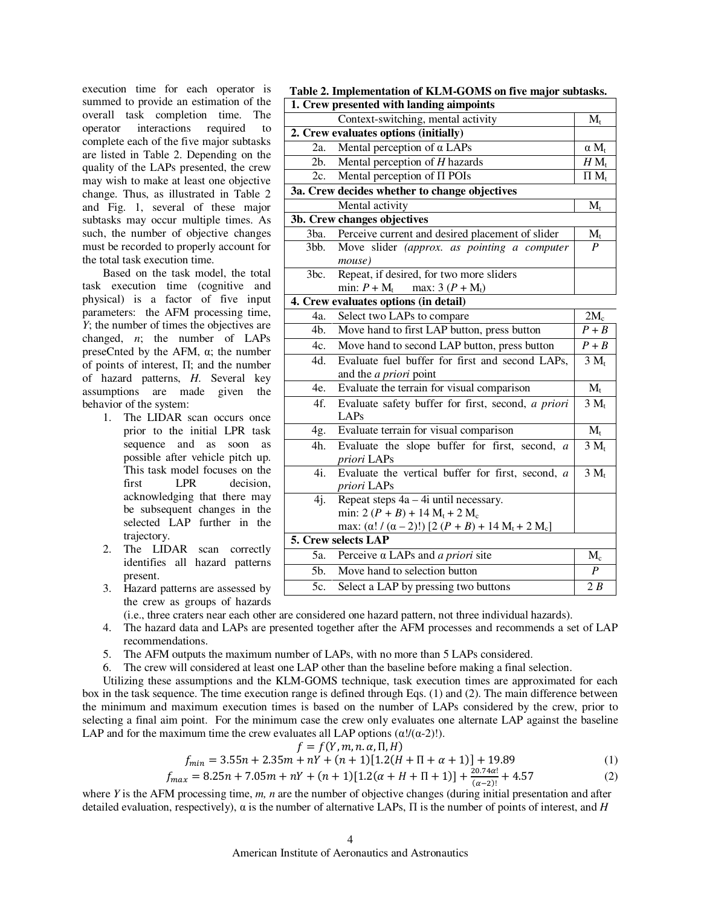execution time for each operator is summed to provide an estimation of the overall task completion time. The operator interactions required to complete each of the five major subtasks are listed in Table 2. Depending on the quality of the LAPs presented, the crew may wish to make at least one objective change. Thus, as illustrated in Table 2 and Fig. 1, several of these major subtasks may occur multiple times. As such, the number of objective changes must be recorded to properly account for the total task execution time.

Based on the task model, the total task execution time (cognitive and physical) is a factor of five input parameters: the AFM processing time, $Y$; the number of times the objectives are changed, $n$; the number of LAPs preseCnted by the AFM, α; the number of points of interest, Π; and the number of hazard patterns, $H$. Several key assumptions are made given the behavior of the system:

1. The LIDAR scan occurs once prior to the initial LPR task sequence and as soon as possible after vehicle pitch up. This task model focuses on the first LPR decision, acknowledging that there may be subsequent changes in the selected LAP further in the trajectory.
2. The LIDAR scan correctly identifies all hazard patterns present.
3. Hazard patterns are assessed by the crew as groups of hazards (i.e., three craters near each other are considered one hazard pattern, not three individual hazards).
4. The hazard data and LAPs are presented together after the AFM processes and recommends a set of LAP recommendations.
5. The AFM outputs the maximum number of LAPs, with no more than 5 LAPs considered.
6. The crew will considered at least one LAP other than the baseline before making a final selection.

**Table 2. Implementation of KLM-GOMS on five major subtasks.**

| | | |
|---|---|---|
| **1. Crew presented with landing aimpoints** | | |
| | Context-switching, mental activity | $M_t$ |
| **2. Crew evaluates options (initially)** | | |
| 2a. | Mental perception of α LAPs | $\alpha\ M_t$ |
| 2b. | Mental perception of $H$ hazards | $H\ M_t$ |
| 2c. | Mental perception of Π POIs | $\Pi\ M_t$ |
| **3a. Crew decides whether to change objectives** | | |
| | Mental activity | $M_t$ |
| **3b. Crew changes objectives** | | |
| 3ba. | Perceive current and desired placement of slider | $M_t$ |
| 3bb. | Move slider *(approx. as pointing a computer mouse)* | $P$ |
| 3bc. | Repeat, if desired, for two more sliders<br>min: $P + M_t$ max: $3\ (P + M_t)$ | |
| **4. Crew evaluates options (in detail)** | | |
| 4a. | Select two LAPs to compare | $2M_c$ |
| 4b. | Move hand to first LAP button, press button | $P + B$ |
| 4c. | Move hand to second LAP button, press button | $P + B$ |
| 4d. | Evaluate fuel buffer for first and second LAPs, and the *a priori* point | $3\ M_t$ |
| 4e. | Evaluate the terrain for visual comparison | $M_t$ |
| 4f. | Evaluate safety buffer for first, second, *a priori* LAPs | $3\ M_t$ |
| 4g. | Evaluate terrain for visual comparison | $M_t$ |
| 4h. | Evaluate the slope buffer for first, second, *a priori* LAPs | $3\ M_t$ |
| 4i. | Evaluate the vertical buffer for first, second, *a priori* LAPs | $3\ M_t$ |
| 4j. | Repeat steps 4a – 4i until necessary.<br>min: $2\ (P + B) + 14\ M_t + 2\ M_c$<br>max: $(\alpha! / (\alpha - 2)!)\ [2\ (P + B) + 14\ M_t + 2\ M_c]$ | |
| **5. Crew selects LAP** | | |
| 5a. | Perceive α LAPs and *a priori* site | $M_c$ |
| 5b. | Move hand to selection button | $P$ |
| 5c. | Select a LAP by pressing two buttons | $2\ B$ |

Utilizing these assumptions and the KLM-GOMS technique, task execution times are approximated for each box in the task sequence. The time execution range is defined through Eqs. (1) and (2). The main difference between the minimum and maximum execution times is based on the number of LAPs considered by the crew, prior to selecting a final aim point. For the minimum case the crew only evaluates one alternate LAP against the baseline LAP and for the maximum time the crew evaluates all LAP options (α!/(α-2)!).

$$f = f(Y, m, n.\alpha, \Pi, H)$$

$$f_{min} = 3.55n + 2.35m + nY + (n+1)[1.2(H + \Pi + \alpha + 1)] + 19.89 \tag{1}$$

$$f_{max} = 8.25n + 7.05m + nY + (n+1)[1.2(\alpha + H + \Pi + 1)] + \frac{20.74\alpha!}{(\alpha-2)!} + 4.57 \tag{2}$$

where $Y$ is the AFM processing time, $m, n$ are the number of objective changes (during initial presentation and after detailed evaluation, respectively), α is the number of alternative LAPs, Π is the number of points of interest, and $H$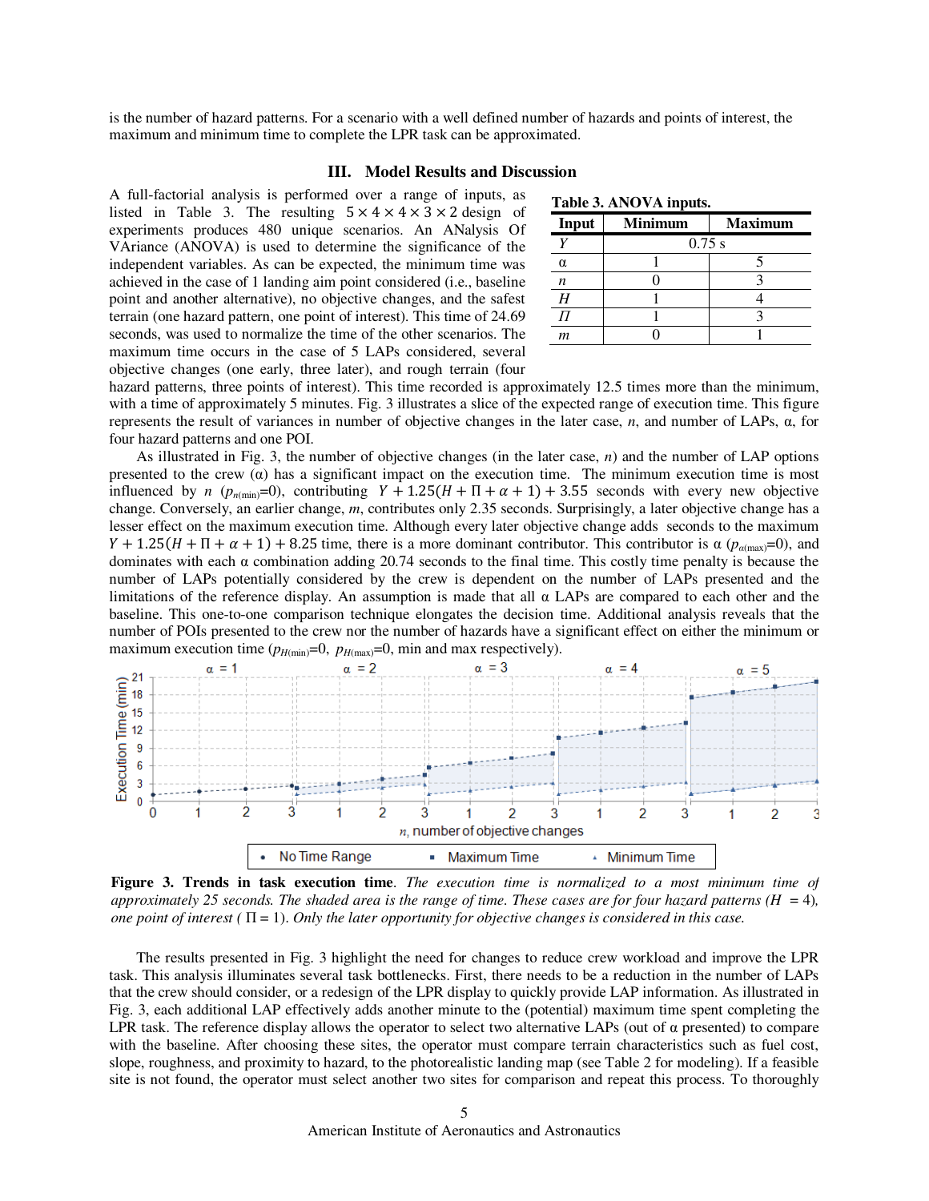is the number of hazard patterns. For a scenario with a well defined number of hazards and points of interest, the maximum and minimum time to complete the LPR task can be approximated.

## III. Model Results and Discussion

A full-factorial analysis is performed over a range of inputs, as listed in Table 3. The resulting $5 \times 4 \times 4 \times 3 \times 2$ design of experiments produces 480 unique scenarios. An ANalysis Of VAriance (ANOVA) is used to determine the significance of the independent variables. As can be expected, the minimum time was achieved in the case of 1 landing aim point considered (i.e., baseline point and another alternative), no objective changes, and the safest terrain (one hazard pattern, one point of interest). This time of 24.69 seconds, was used to normalize the time of the other scenarios. The maximum time occurs in the case of 5 LAPs considered, several objective changes (one early, three later), and rough terrain (four hazard patterns, three points of interest). This time recorded is approximately 12.5 times more than the minimum, with a time of approximately 5 minutes. Fig. 3 illustrates a slice of the expected range of execution time. This figure represents the result of variances in number of objective changes in the later case, $n$, and number of LAPs, α, for four hazard patterns and one POI.

**Table 3. ANOVA inputs.**

| Input | Minimum | Maximum |
|---|---|---|
| $Y$ | 0.75 s | |
| $\alpha$ | 1 | 5 |
| $n$ | 0 | 3 |
| $H$ | 1 | 4 |
| $\Pi$ | 1 | 3 |
| $m$ | 0 | 1 |

As illustrated in Fig. 3, the number of objective changes (in the later case, $n$) and the number of LAP options presented to the crew (α) has a significant impact on the execution time. The minimum execution time is most influenced by $n$ ($p_{n(\min)}$=0), contributing $Y + 1.25(H + \Pi + \alpha + 1) + 3.55$ seconds with every new objective change. Conversely, an earlier change, $m$, contributes only 2.35 seconds. Surprisingly, a later objective change has a lesser effect on the maximum execution time. Although every later objective change adds seconds to the maximum $Y + 1.25(H + \Pi + \alpha + 1) + 8.25$ time, there is a more dominant contributor. This contributor is α ($p_{\alpha(\max)}$=0), and dominates with each α combination adding 20.74 seconds to the final time. This costly time penalty is because the number of LAPs potentially considered by the crew is dependent on the number of LAPs presented and the limitations of the reference display. An assumption is made that all α LAPs are compared to each other and the baseline. This one-to-one comparison technique elongates the decision time. Additional analysis reveals that the number of POIs presented to the crew nor the number of hazards have a significant effect on either the minimum or maximum execution time ($p_{H(\min)}$=0, $p_{H(\max)}$=0, min and max respectively).

**Figure 3. Trends in task execution time**. *The execution time is normalized to a most minimum time of approximately 25 seconds. The shaded area is the range of time. These cases are for four hazard patterns (H = 4), one point of interest (* $\Pi$ = 1*). Only the later opportunity for objective changes is considered in this case.*

The results presented in Fig. 3 highlight the need for changes to reduce crew workload and improve the LPR task. This analysis illuminates several task bottlenecks. First, there needs to be a reduction in the number of LAPs that the crew should consider, or a redesign of the LPR display to quickly provide LAP information. As illustrated in Fig. 3, each additional LAP effectively adds another minute to the (potential) maximum time spent completing the LPR task. The reference display allows the operator to select two alternative LAPs (out of α presented) to compare with the baseline. After choosing these sites, the operator must compare terrain characteristics such as fuel cost, slope, roughness, and proximity to hazard, to the photorealistic landing map (see Table 2 for modeling). If a feasible site is not found, the operator must select another two sites for comparison and repeat this process. To thoroughly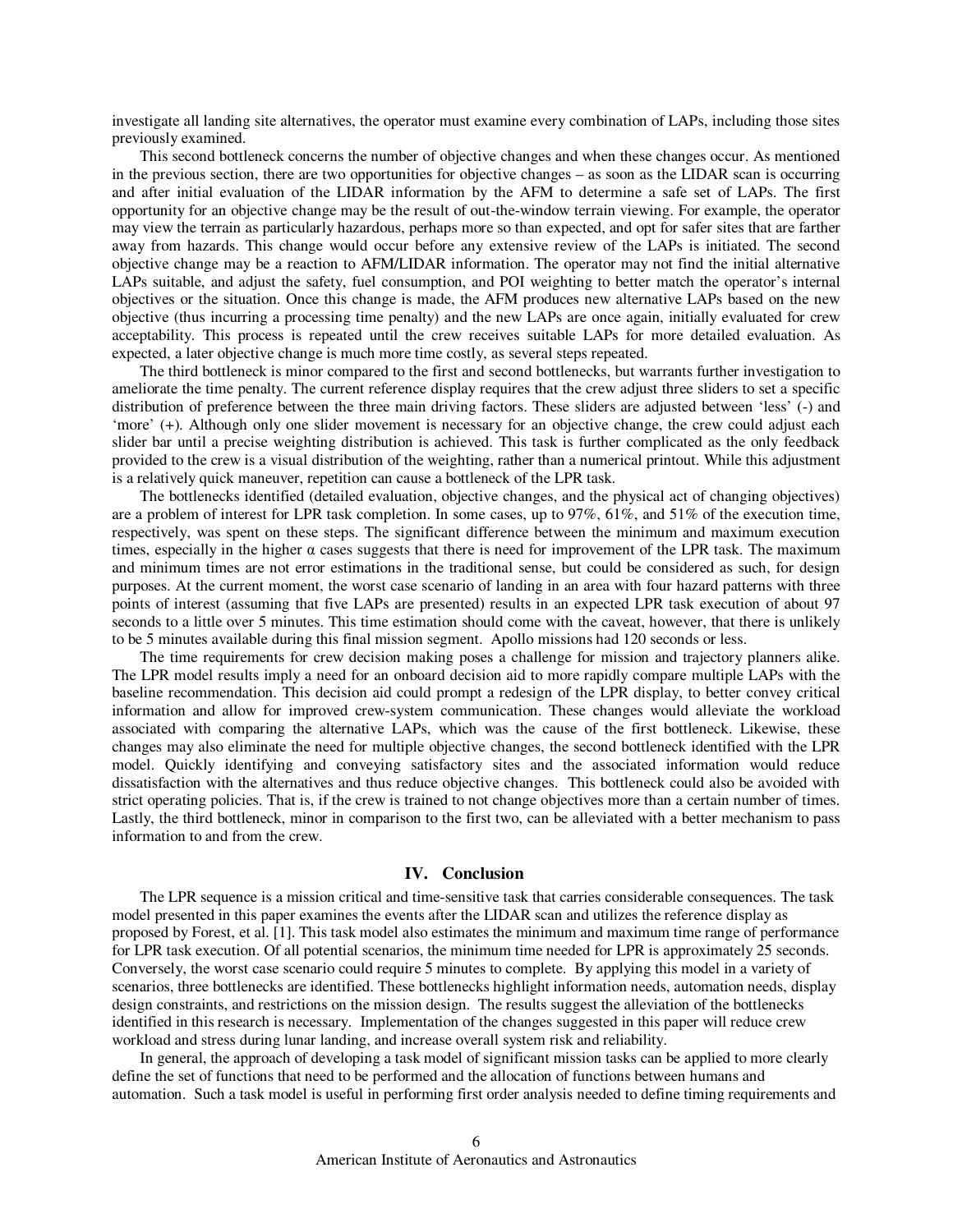investigate all landing site alternatives, the operator must examine every combination of LAPs, including those sites previously examined.

This second bottleneck concerns the number of objective changes and when these changes occur. As mentioned in the previous section, there are two opportunities for objective changes – as soon as the LIDAR scan is occurring and after initial evaluation of the LIDAR information by the AFM to determine a safe set of LAPs. The first opportunity for an objective change may be the result of out-the-window terrain viewing. For example, the operator may view the terrain as particularly hazardous, perhaps more so than expected, and opt for safer sites that are farther away from hazards. This change would occur before any extensive review of the LAPs is initiated. The second objective change may be a reaction to AFM/LIDAR information. The operator may not find the initial alternative LAPs suitable, and adjust the safety, fuel consumption, and POI weighting to better match the operator's internal objectives or the situation. Once this change is made, the AFM produces new alternative LAPs based on the new objective (thus incurring a processing time penalty) and the new LAPs are once again, initially evaluated for crew acceptability. This process is repeated until the crew receives suitable LAPs for more detailed evaluation. As expected, a later objective change is much more time costly, as several steps repeated.

The third bottleneck is minor compared to the first and second bottlenecks, but warrants further investigation to ameliorate the time penalty. The current reference display requires that the crew adjust three sliders to set a specific distribution of preference between the three main driving factors. These sliders are adjusted between 'less' (-) and 'more' (+). Although only one slider movement is necessary for an objective change, the crew could adjust each slider bar until a precise weighting distribution is achieved. This task is further complicated as the only feedback provided to the crew is a visual distribution of the weighting, rather than a numerical printout. While this adjustment is a relatively quick maneuver, repetition can cause a bottleneck of the LPR task.

The bottlenecks identified (detailed evaluation, objective changes, and the physical act of changing objectives) are a problem of interest for LPR task completion. In some cases, up to 97%, 61%, and 51% of the execution time, respectively, was spent on these steps. The significant difference between the minimum and maximum execution times, especially in the higher $\alpha$ cases suggests that there is need for improvement of the LPR task. The maximum and minimum times are not error estimations in the traditional sense, but could be considered as such, for design purposes. At the current moment, the worst case scenario of landing in an area with four hazard patterns with three points of interest (assuming that five LAPs are presented) results in an expected LPR task execution of about 97 seconds to a little over 5 minutes. This time estimation should come with the caveat, however, that there is unlikely to be 5 minutes available during this final mission segment. Apollo missions had 120 seconds or less.

The time requirements for crew decision making poses a challenge for mission and trajectory planners alike. The LPR model results imply a need for an onboard decision aid to more rapidly compare multiple LAPs with the baseline recommendation. This decision aid could prompt a redesign of the LPR display, to better convey critical information and allow for improved crew-system communication. These changes would alleviate the workload associated with comparing the alternative LAPs, which was the cause of the first bottleneck. Likewise, these changes may also eliminate the need for multiple objective changes, the second bottleneck identified with the LPR model. Quickly identifying and conveying satisfactory sites and the associated information would reduce dissatisfaction with the alternatives and thus reduce objective changes. This bottleneck could also be avoided with strict operating policies. That is, if the crew is trained to not change objectives more than a certain number of times. Lastly, the third bottleneck, minor in comparison to the first two, can be alleviated with a better mechanism to pass information to and from the crew.

## IV. Conclusion

The LPR sequence is a mission critical and time-sensitive task that carries considerable consequences. The task model presented in this paper examines the events after the LIDAR scan and utilizes the reference display as proposed by Forest, et al. [1]. This task model also estimates the minimum and maximum time range of performance for LPR task execution. Of all potential scenarios, the minimum time needed for LPR is approximately 25 seconds. Conversely, the worst case scenario could require 5 minutes to complete. By applying this model in a variety of scenarios, three bottlenecks are identified. These bottlenecks highlight information needs, automation needs, display design constraints, and restrictions on the mission design. The results suggest the alleviation of the bottlenecks identified in this research is necessary. Implementation of the changes suggested in this paper will reduce crew workload and stress during lunar landing, and increase overall system risk and reliability.

In general, the approach of developing a task model of significant mission tasks can be applied to more clearly define the set of functions that need to be performed and the allocation of functions between humans and automation. Such a task model is useful in performing first order analysis needed to define timing requirements and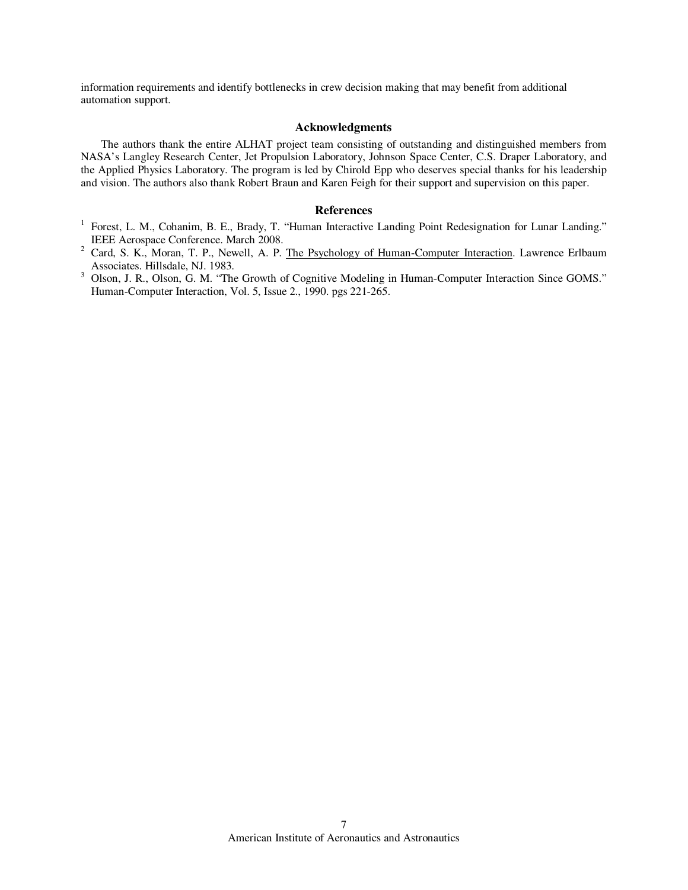information requirements and identify bottlenecks in crew decision making that may benefit from additional automation support.

## Acknowledgments

The authors thank the entire ALHAT project team consisting of outstanding and distinguished members from NASA's Langley Research Center, Jet Propulsion Laboratory, Johnson Space Center, C.S. Draper Laboratory, and the Applied Physics Laboratory. The program is led by Chirold Epp who deserves special thanks for his leadership and vision. The authors also thank Robert Braun and Karen Feigh for their support and supervision on this paper.

## References

[1] Forest, L. M., Cohanim, B. E., Brady, T. "Human Interactive Landing Point Redesignation for Lunar Landing." IEEE Aerospace Conference. March 2008.

[2] Card, S. K., Moran, T. P., Newell, A. P. The Psychology of Human-Computer Interaction. Lawrence Erlbaum Associates. Hillsdale, NJ. 1983.

[3] Olson, J. R., Olson, G. M. "The Growth of Cognitive Modeling in Human-Computer Interaction Since GOMS." Human-Computer Interaction, Vol. 5, Issue 2., 1990. pgs 221-265.